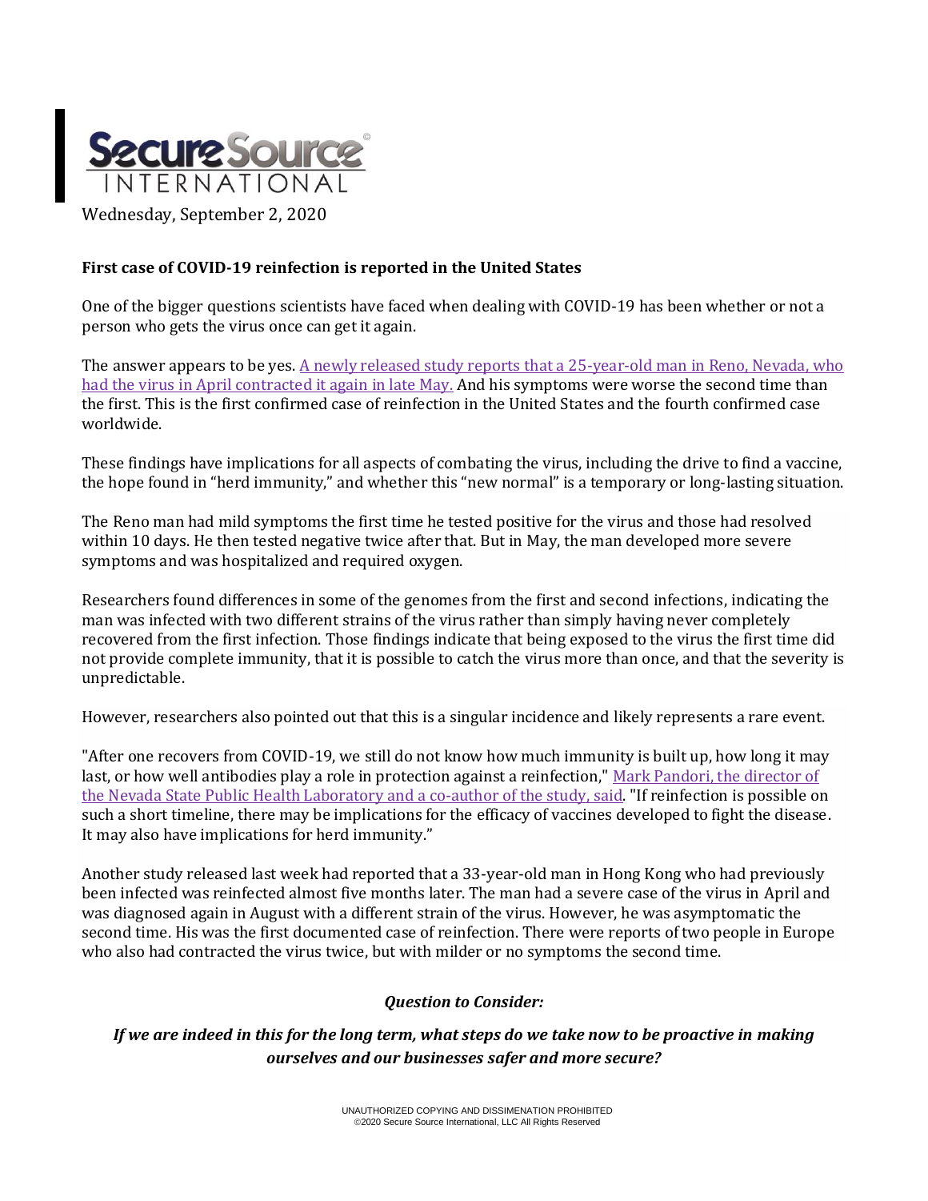SecureSource INTERNATIONAL

Wednesday, September 2, 2020

**First case of COVID-19 reinfection is reported in the United States**

One of the bigger questions scientists have faced when dealing with COVID-19 has been whether or not a person who gets the virus once can get it again.

The answer appears to be yes. A newly released study reports that a 25-year-old man in Reno, Nevada, who had the virus in April contracted it again in late May. And his symptoms were worse the second time than the first. This is the first confirmed case of reinfection in the United States and the fourth confirmed case worldwide.

These findings have implications for all aspects of combating the virus, including the drive to find a vaccine, the hope found in "herd immunity," and whether this "new normal" is a temporary or long-lasting situation.

The Reno man had mild symptoms the first time he tested positive for the virus and those had resolved within 10 days. He then tested negative twice after that. But in May, the man developed more severe symptoms and was hospitalized and required oxygen.

Researchers found differences in some of the genomes from the first and second infections, indicating the man was infected with two different strains of the virus rather than simply having never completely recovered from the first infection. Those findings indicate that being exposed to the virus the first time did not provide complete immunity, that it is possible to catch the virus more than once, and that the severity is unpredictable.

However, researchers also pointed out that this is a singular incidence and likely represents a rare event.

"After one recovers from COVID-19, we still do not know how much immunity is built up, how long it may last, or how well antibodies play a role in protection against a reinfection," Mark Pandori, the director of the Nevada State Public Health Laboratory and a co-author of the study, said. "If reinfection is possible on such a short timeline, there may be implications for the efficacy of vaccines developed to fight the disease. It may also have implications for herd immunity."

Another study released last week had reported that a 33-year-old man in Hong Kong who had previously been infected was reinfected almost five months later. The man had a severe case of the virus in April and was diagnosed again in August with a different strain of the virus. However, he was asymptomatic the second time. His was the first documented case of reinfection. There were reports of two people in Europe who also had contracted the virus twice, but with milder or no symptoms the second time.

***Question to Consider:***

***If we are indeed in this for the long term, what steps do we take now to be proactive in making ourselves and our businesses safer and more secure?***

UNAUTHORIZED COPYING AND DISSIMENATION PROHIBITED
©2020 Secure Source International, LLC All Rights Reserved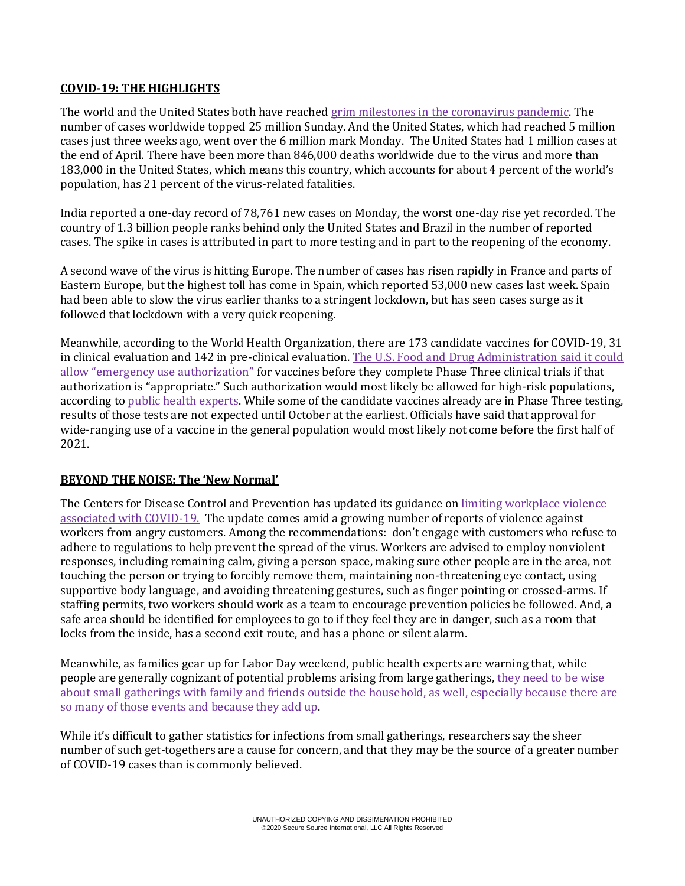## **COVID-19: THE HIGHLIGHTS**

The world and the United States both have reached grim milestones in the coronavirus pandemic. The number of cases worldwide topped 25 million Sunday. And the United States, which had reached 5 million cases just three weeks ago, went over the 6 million mark Monday. The United States had 1 million cases at the end of April. There have been more than 846,000 deaths worldwide due to the virus and more than 183,000 in the United States, which means this country, which accounts for about 4 percent of the world's population, has 21 percent of the virus-related fatalities.

India reported a one-day record of 78,761 new cases on Monday, the worst one-day rise yet recorded. The country of 1.3 billion people ranks behind only the United States and Brazil in the number of reported cases. The spike in cases is attributed in part to more testing and in part to the reopening of the economy.

A second wave of the virus is hitting Europe. The number of cases has risen rapidly in France and parts of Eastern Europe, but the highest toll has come in Spain, which reported 53,000 new cases last week. Spain had been able to slow the virus earlier thanks to a stringent lockdown, but has seen cases surge as it followed that lockdown with a very quick reopening.

Meanwhile, according to the World Health Organization, there are 173 candidate vaccines for COVID-19, 31 in clinical evaluation and 142 in pre-clinical evaluation. The U.S. Food and Drug Administration said it could allow "emergency use authorization" for vaccines before they complete Phase Three clinical trials if that authorization is "appropriate." Such authorization would most likely be allowed for high-risk populations, according to public health experts. While some of the candidate vaccines already are in Phase Three testing, results of those tests are not expected until October at the earliest. Officials have said that approval for wide-ranging use of a vaccine in the general population would most likely not come before the first half of 2021.

## **BEYOND THE NOISE: The 'New Normal'**

The Centers for Disease Control and Prevention has updated its guidance on limiting workplace violence associated with COVID-19. The update comes amid a growing number of reports of violence against workers from angry customers. Among the recommendations: don't engage with customers who refuse to adhere to regulations to help prevent the spread of the virus. Workers are advised to employ nonviolent responses, including remaining calm, giving a person space, making sure other people are in the area, not touching the person or trying to forcibly remove them, maintaining non-threatening eye contact, using supportive body language, and avoiding threatening gestures, such as finger pointing or crossed-arms. If staffing permits, two workers should work as a team to encourage prevention policies be followed. And, a safe area should be identified for employees to go to if they feel they are in danger, such as a room that locks from the inside, has a second exit route, and has a phone or silent alarm.

Meanwhile, as families gear up for Labor Day weekend, public health experts are warning that, while people are generally cognizant of potential problems arising from large gatherings, they need to be wise about small gatherings with family and friends outside the household, as well, especially because there are so many of those events and because they add up.

While it's difficult to gather statistics for infections from small gatherings, researchers say the sheer number of such get-togethers are a cause for concern, and that they may be the source of a greater number of COVID-19 cases than is commonly believed.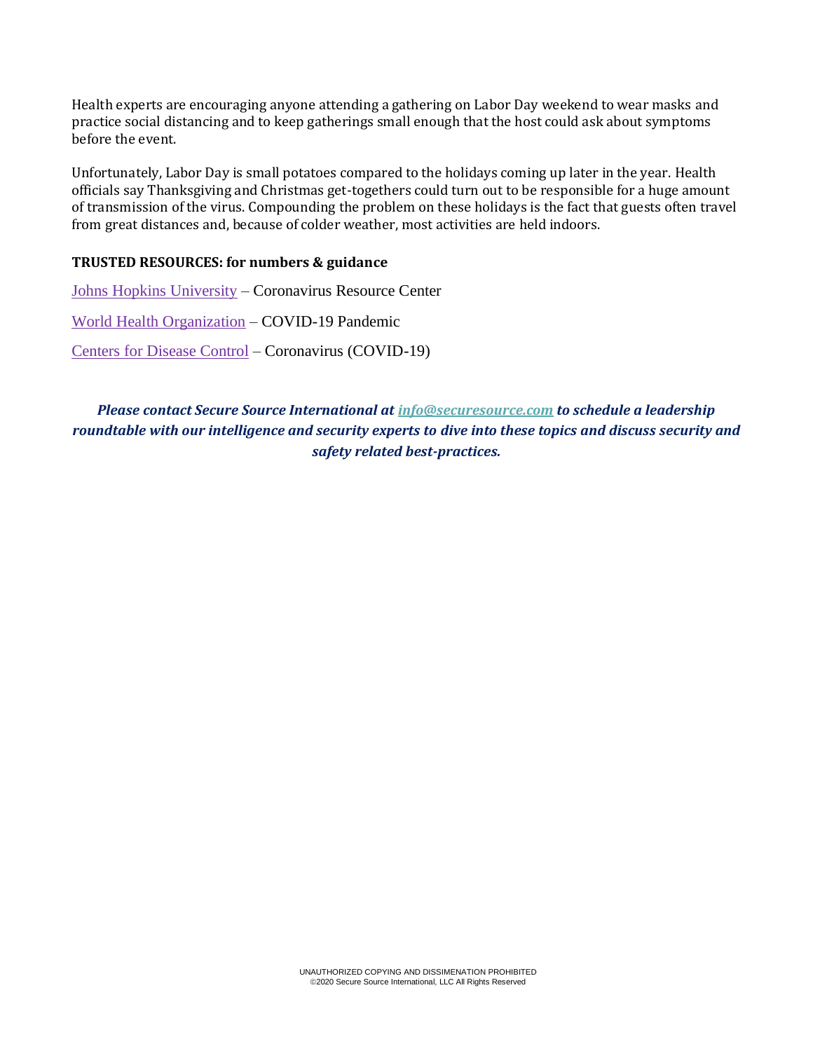Health experts are encouraging anyone attending a gathering on Labor Day weekend to wear masks and practice social distancing and to keep gatherings small enough that the host could ask about symptoms before the event.

Unfortunately, Labor Day is small potatoes compared to the holidays coming up later in the year. Health officials say Thanksgiving and Christmas get-togethers could turn out to be responsible for a huge amount of transmission of the virus. Compounding the problem on these holidays is the fact that guests often travel from great distances and, because of colder weather, most activities are held indoors.

**TRUSTED RESOURCES: for numbers & guidance**

Johns Hopkins University – Coronavirus Resource Center

World Health Organization – COVID-19 Pandemic

Centers for Disease Control – Coronavirus (COVID-19)

***Please contact Secure Source International at info@securesource.com to schedule a leadership roundtable with our intelligence and security experts to dive into these topics and discuss security and safety related best-practices.***

UNAUTHORIZED COPYING AND DISSIMENATION PROHIBITED
©2020 Secure Source International, LLC All Rights Reserved